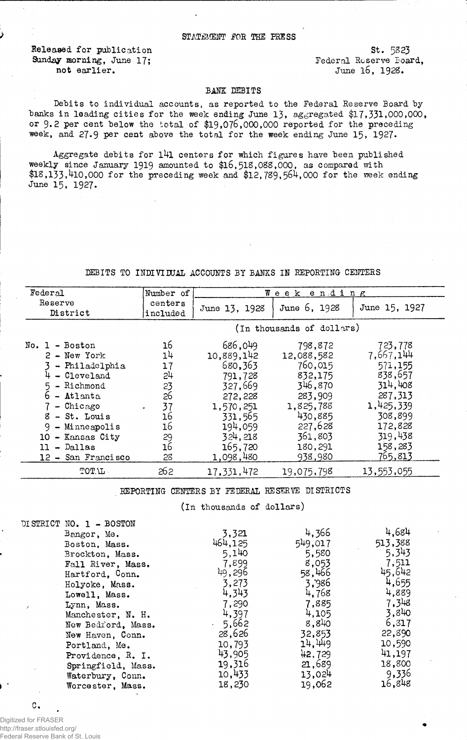STATEMENT FOR THE PRESS

Released for publication
Sunday morning, June 17;
not earlier.

St. 5823
Federal Reserve Board,
June 16, 1928.

## BANK DEBITS

Debits to individual accounts, as reported to the Federal Reserve Board by banks in leading cities for the week ending June 13, aggregated $17,331,000,000, or 9.2 per cent below the total of $19,076,000,000 reported for the preceding week, and 27.9 per cent above the total for the week ending June 15, 1927.

Aggregate debits for 141 centers for which figures have been published weekly since January 1919 amounted to $16,518,088,000, as compared with $18,133,410,000 for the preceding week and $12,789,564,000 for the week ending June 15, 1927.

### DEBITS TO INDIVIDUAL ACCOUNTS BY BANKS IN REPORTING CENTERS

| Federal Reserve District | Number of centers included | Week ending June 13, 1928 | June 6, 1928 | June 15, 1927 |
|---|---|---|---|---|
| | | (In thousands of dollars) | | |
| No. 1 - Boston | 16 | 686,049 | 798,872 | 723,778 |
| 2 - New York | 14 | 10,889,142 | 12,088,582 | 7,667,144 |
| 3 - Philadelphia | 17 | 680,363 | 760,015 | 571,155 |
| 4 - Cleveland | 24 | 791,728 | 832,175 | 838,657 |
| 5 - Richmond | 23 | 327,669 | 346,870 | 314,408 |
| 6 - Atlanta | 26 | 272,228 | 283,909 | 287,313 |
| 7 - Chicago | 37 | 1,570,251 | 1,825,788 | 1,425,339 |
| 8 - St. Louis | 16 | 331,565 | 430,885 | 308,899 |
| 9 - Minneapolis | 16 | 194,059 | 227,628 | 172,828 |
| 10 - Kansas City | 29 | 324,218 | 361,803 | 319,438 |
| 11 - Dallas | 16 | 165,720 | 180,291 | 158,283 |
| 12 - San Francisco | 28 | 1,098,480 | 938,980 | 765,813 |
| TOTAL | 262 | 17,331,472 | 19,075,798 | 13,553,055 |

### REPORTING CENTERS BY FEDERAL RESERVE DISTRICTS

(In thousands of dollars)

| DISTRICT NO. 1 - BOSTON | June 13, 1928 | June 6, 1928 | June 15, 1927 |
|---|---|---|---|
| Bangor, Me. | 3,321 | 4,366 | 4,684 |
| Boston, Mass. | 464,125 | 549,017 | 513,388 |
| Brockton, Mass. | 5,140 | 5,580 | 5,343 |
| Fall River, Mass. | 7,899 | 8,053 | 7,511 |
| Hartford, Conn. | 49,296 | 58,466 | 45,642 |
| Holyoke, Mass. | 3,273 | 3,986 | 4,655 |
| Lowell, Mass. | 4,343 | 4,768 | 4,889 |
| Lynn, Mass. | 7,290 | 7,885 | 7,348 |
| Manchester, N. H. | 4,397 | 4,105 | 3,840 |
| New Bedford, Mass. | 5,662 | 8,840 | 6,317 |
| New Haven, Conn. | 28,626 | 32,853 | 22,890 |
| Portland, Me. | 10,793 | 14,449 | 10,590 |
| Providence, R. I. | 43,905 | 42,729 | 41,197 |
| Springfield, Mass. | 19,316 | 21,689 | 18,800 |
| Waterbury, Conn. | 10,433 | 13,024 | 9,336 |
| Worcester, Mass. | 18,230 | 19,062 | 16,848 |

C.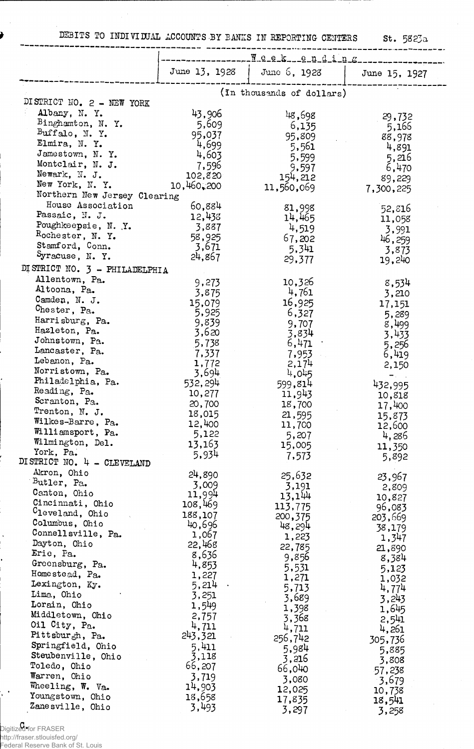DEBITS TO INDIVIDUAL ACCOUNTS BY BANKS IN REPORTING CENTERS St. 5823a

| | Week ending | | |
|---|---|---|---|
| | June 13, 1928 | June 6, 1928 | June 15, 1927 |
| | (In thousands of dollars) | | |
| DISTRICT NO. 2 - NEW YORK | | | |
| Albany, N. Y. | 43,906 | 48,698 | 29,732 |
| Binghamton, N. Y. | 5,609 | 6,135 | 5,166 |
| Buffalo, N. Y. | 95,037 | 95,809 | 88,978 |
| Elmira, N. Y. | 4,699 | 5,561 | 4,891 |
| Jamestown, N. Y. | 4,603 | 5,599 | 5,216 |
| Montclair, N. J. | 7,596 | 9,597 | 6,470 |
| Newark, N. J. | 102,820 | 154,212 | 89,229 |
| New York, N. Y. | 10,460,200 | 11,560,069 | 7,300,225 |
| Northern New Jersey Clearing House Association | 60,884 | 81,998 | 52,816 |
| Passaic, N. J. | 12,438 | 14,465 | 11,058 |
| Poughkeepsie, N. Y. | 3,887 | 4,519 | 3,991 |
| Rochester, N. Y. | 58,925 | 67,202 | 46,259 |
| Stamford, Conn. | 3,671 | 5,341 | 3,873 |
| Syracuse, N. Y. | 24,867 | 29,377 | 19,240 |
| DISTRICT NO. 3 - PHILADELPHIA | | | |
| Allentown, Pa. | 9,273 | 10,326 | 8,534 |
| Altoona, Pa. | 3,875 | 4,761 | 3,210 |
| Camden, N. J. | 15,079 | 16,925 | 17,151 |
| Chester, Pa. | 5,925 | 6,327 | 5,289 |
| Harrisburg, Pa. | 9,839 | 9,707 | 8,499 |
| Hazleton, Pa. | 3,620 | 3,834 | 3,433 |
| Johnstown, Pa. | 5,738 | 6,471 | 5,256 |
| Lancaster, Pa. | 7,337 | 7,953 | 6,419 |
| Lebanon, Pa. | 1,772 | 2,174 | 2,150 |
| Norristown, Pa. | 3,694 | 4,045 | - |
| Philadelphia, Pa. | 532,294 | 599,814 | 432,995 |
| Reading, Pa. | 10,277 | 11,943 | 10,818 |
| Scranton, Pa. | 20,700 | 18,700 | 17,400 |
| Trenton, N. J. | 18,015 | 21,595 | 15,873 |
| Wilkes-Barre, Pa. | 12,400 | 11,700 | 12,600 |
| Williamsport, Pa. | 5,122 | 5,207 | 4,286 |
| Wilmington, Del. | 13,163 | 15,005 | 11,350 |
| York, Pa. | 5,934 | 7,573 | 5,892 |
| DISTRICT NO. 4 - CLEVELAND | | | |
| Akron, Ohio | 24,890 | 25,632 | 23,967 |
| Butler, Pa. | 3,009 | 3,191 | 2,809 |
| Canton, Ohio | 11,994 | 13,144 | 10,827 |
| Cincinnati, Ohio | 108,469 | 113,775 | 96,083 |
| Cleveland, Ohio | 188,107 | 200,375 | 203,669 |
| Columbus, Ohio | 40,696 | 48,294 | 38,179 |
| Connellsville, Pa. | 1,067 | 1,223 | 1,347 |
| Dayton, Ohio | 22,468 | 22,785 | 21,890 |
| Erie, Pa. | 8,636 | 9,856 | 8,384 |
| Greensburg, Pa. | 4,853 | 5,531 | 5,123 |
| Homestead, Pa. | 1,227 | 1,271 | 1,032 |
| Lexington, Ky. | 5,214 | 5,713 | 4,774 |
| Lima, Ohio | 3,251 | 3,689 | 3,243 |
| Lorain, Ohio | 1,549 | 1,398 | 1,645 |
| Middletown, Ohio | 2,757 | 3,368 | 2,541 |
| Oil City, Pa. | 4,711 | 4,711 | 4,261 |
| Pittsburgh, Pa. | 243,321 | 256,742 | 305,736 |
| Springfield, Ohio | 5,411 | 5,984 | 5,885 |
| Steubenville, Ohio | 3,118 | 3,216 | 3,808 |
| Toledo, Ohio | 66,207 | 66,040 | 57,238 |
| Warren, Ohio | 3,719 | 3,080 | 3,679 |
| Wheeling, W. Va. | 14,903 | 12,025 | 10,738 |
| Youngstown, Ohio | 18,658 | 17,835 | 18,541 |
| Zanesville, Ohio | 3,493 | 3,297 | 3,258 |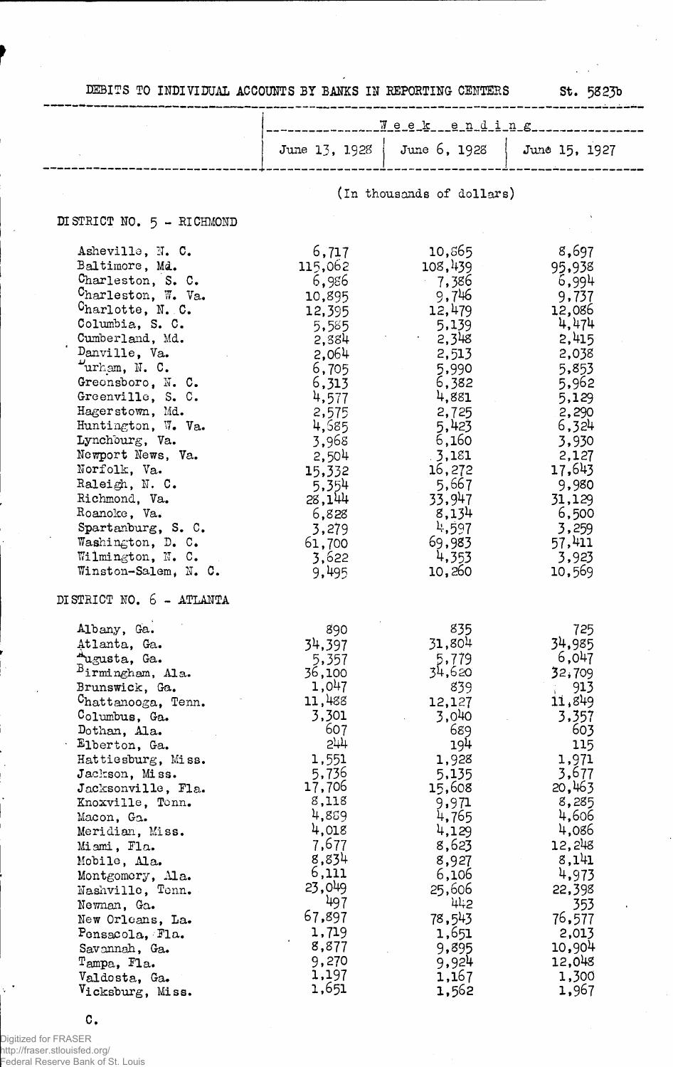# DEBITS TO INDIVIDUAL ACCOUNTS BY BANKS IN REPORTING CENTERS

St. 5823b

| | Week ending | | |
|---|---|---|---|
| | June 13, 1928 | June 6, 1928 | June 15, 1927 |
| | (In thousands of dollars) | | |
| **DISTRICT NO. 5 - RICHMOND** | | | |
| Asheville, N. C. | 6,717 | 10,865 | 8,697 |
| Baltimore, Md. | 115,062 | 108,439 | 95,938 |
| Charleston, S. C. | 6,986 | 7,386 | 6,994 |
| Charleston, W. Va. | 10,895 | 9,746 | 9,737 |
| Charlotte, N. C. | 12,395 | 12,479 | 12,086 |
| Columbia, S. C. | 5,585 | 5,139 | 4,474 |
| Cumberland, Md. | 2,384 | 2,348 | 2,415 |
| Danville, Va. | 2,064 | 2,513 | 2,038 |
| Durham, N. C. | 6,705 | 5,990 | 5,853 |
| Greensboro, N. C. | 6,313 | 6,382 | 5,962 |
| Greenville, S. C. | 4,577 | 4,881 | 5,129 |
| Hagerstown, Md. | 2,575 | 2,725 | 2,290 |
| Huntington, W. Va. | 4,585 | 5,423 | 6,324 |
| Lynchburg, Va. | 3,968 | 6,160 | 3,930 |
| Newport News, Va. | 2,504 | 3,181 | 2,127 |
| Norfolk, Va. | 15,332 | 16,272 | 17,643 |
| Raleigh, N. C. | 5,354 | 5,667 | 9,980 |
| Richmond, Va. | 28,144 | 33,947 | 31,129 |
| Roanoke, Va. | 6,828 | 8,134 | 6,500 |
| Spartanburg, S. C. | 3,279 | 4,597 | 3,259 |
| Washington, D. C. | 61,700 | 69,983 | 57,411 |
| Wilmington, N. C. | 3,622 | 4,353 | 3,923 |
| Winston-Salem, N. C. | 9,495 | 10,260 | 10,569 |
| **DISTRICT NO. 6 - ATLANTA** | | | |
| Albany, Ga. | 890 | 835 | 725 |
| Atlanta, Ga. | 34,397 | 31,804 | 34,985 |
| Augusta, Ga. | 5,357 | 5,779 | 6,047 |
| Birmingham, Ala. | 36,100 | 34,620 | 32,709 |
| Brunswick, Ga. | 1,047 | 839 | 913 |
| Chattanooga, Tenn. | 11,488 | 12,127 | 11,849 |
| Columbus, Ga. | 3,301 | 3,040 | 3,357 |
| Dothan, Ala. | 607 | 689 | 603 |
| Elberton, Ga. | 244 | 194 | 115 |
| Hattiesburg, Miss. | 1,551 | 1,928 | 1,971 |
| Jackson, Miss. | 5,736 | 5,135 | 3,677 |
| Jacksonville, Fla. | 17,706 | 15,608 | 20,463 |
| Knoxville, Tenn. | 8,118 | 9,971 | 8,285 |
| Macon, Ga. | 4,889 | 4,765 | 4,606 |
| Meridian, Miss. | 4,018 | 4,129 | 4,086 |
| Miami, Fla. | 7,677 | 8,623 | 12,248 |
| Mobile, Ala. | 8,834 | 8,927 | 8,141 |
| Montgomery, Ala. | 6,111 | 6,106 | 4,973 |
| Nashville, Tenn. | 23,049 | 25,606 | 22,398 |
| Newnan, Ga. | 497 | 442 | 353 |
| New Orleans, La. | 67,897 | 78,543 | 76,577 |
| Pensacola, Fla. | 1,719 | 1,651 | 2,013 |
| Savannah, Ga. | 8,877 | 9,895 | 10,904 |
| Tampa, Fla. | 9,270 | 9,924 | 12,048 |
| Valdosta, Ga. | 1,197 | 1,167 | 1,300 |
| Vicksburg, Miss. | 1,651 | 1,562 | 1,967 |

C.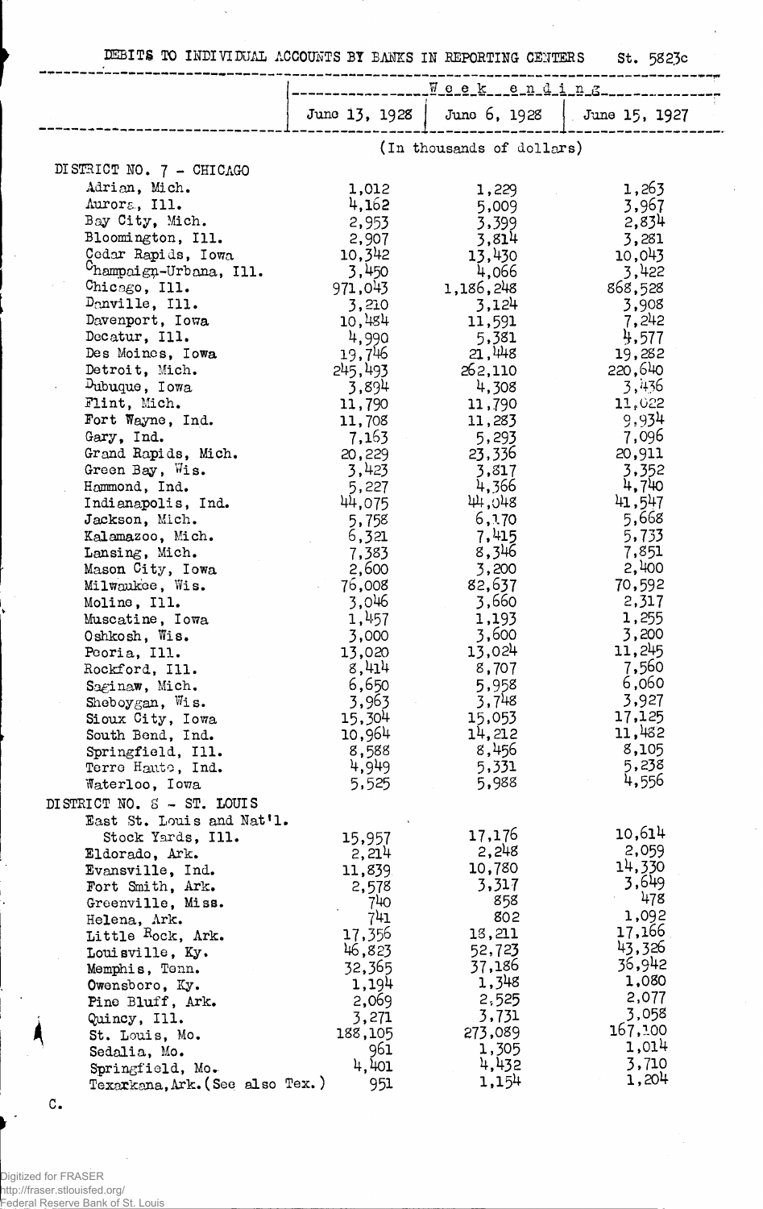DEBITS TO INDIVIDUAL ACCOUNTS BY BANKS IN REPORTING CENTERS St. 5823c

| | Week ending | | |
|---|---|---|---|
| | June 13, 1928 | June 6, 1928 | June 15, 1927 |
| | (In thousands of dollars) | | |
| DISTRICT NO. 7 - CHICAGO | | | |
| Adrian, Mich. | 1,012 | 1,229 | 1,263 |
| Aurora, Ill. | 4,162 | 5,009 | 3,967 |
| Bay City, Mich. | 2,953 | 3,399 | 2,834 |
| Bloomington, Ill. | 2,907 | 3,814 | 3,281 |
| Cedar Rapids, Iowa | 10,342 | 13,430 | 10,043 |
| Champaign-Urbana, Ill. | 3,450 | 4,066 | 3,422 |
| Chicago, Ill. | 971,043 | 1,186,248 | 868,528 |
| Danville, Ill. | 3,210 | 3,124 | 3,908 |
| Davenport, Iowa | 10,484 | 11,591 | 7,242 |
| Decatur, Ill. | 4,990 | 5,381 | 4,577 |
| Des Moines, Iowa | 19,746 | 21,448 | 19,282 |
| Detroit, Mich. | 245,493 | 262,110 | 220,640 |
| Dubuque, Iowa | 3,894 | 4,308 | 3,436 |
| Flint, Mich. | 11,790 | 11,790 | 11,022 |
| Fort Wayne, Ind. | 11,708 | 11,283 | 9,934 |
| Gary, Ind. | 7,163 | 5,293 | 7,096 |
| Grand Rapids, Mich. | 20,229 | 23,336 | 20,911 |
| Green Bay, Wis. | 3,423 | 3,817 | 3,352 |
| Hammond, Ind. | 5,227 | 4,366 | 4,740 |
| Indianapolis, Ind. | 44,075 | 44,048 | 41,547 |
| Jackson, Mich. | 5,758 | 6,170 | 5,668 |
| Kalamazoo, Mich. | 6,321 | 7,415 | 5,733 |
| Lansing, Mich. | 7,383 | 8,346 | 7,851 |
| Mason City, Iowa | 2,600 | 3,200 | 2,400 |
| Milwaukee, Wis. | 76,008 | 82,637 | 70,592 |
| Moline, Ill. | 3,046 | 3,660 | 2,317 |
| Muscatine, Iowa | 1,457 | 1,193 | 1,255 |
| Oshkosh, Wis. | 3,000 | 3,600 | 3,200 |
| Peoria, Ill. | 13,020 | 13,024 | 11,245 |
| Rockford, Ill. | 8,414 | 8,707 | 7,560 |
| Saginaw, Mich. | 6,650 | 5,958 | 6,060 |
| Sheboygan, Wis. | 3,963 | 3,748 | 3,927 |
| Sioux City, Iowa | 15,304 | 15,053 | 17,125 |
| South Bend, Ind. | 10,964 | 14,212 | 11,482 |
| Springfield, Ill. | 8,588 | 8,456 | 8,105 |
| Terre Haute, Ind. | 4,949 | 5,331 | 5,238 |
| Waterloo, Iowa | 5,525 | 5,988 | 4,556 |
| DISTRICT NO. 8 - ST. LOUIS | | | |
| East St. Louis and Nat'l. Stock Yards, Ill. | 15,957 | 17,176 | 10,614 |
| Eldorado, Ark. | 2,214 | 2,248 | 2,059 |
| Evansville, Ind. | 11,839 | 10,780 | 14,330 |
| Fort Smith, Ark. | 2,578 | 3,317 | 3,649 |
| Greenville, Miss. | 740 | 858 | 478 |
| Helena, Ark. | 741 | 802 | 1,092 |
| Little Rock, Ark. | 17,356 | 18,211 | 17,166 |
| Louisville, Ky. | 46,823 | 52,723 | 43,326 |
| Memphis, Tenn. | 32,365 | 37,186 | 36,942 |
| Owensboro, Ky. | 1,194 | 1,348 | 1,080 |
| Pine Bluff, Ark. | 2,069 | 2,525 | 2,077 |
| Quincy, Ill. | 3,271 | 3,731 | 3,058 |
| St. Louis, Mo. | 188,105 | 273,089 | 167,100 |
| Sedalia, Mo. | 961 | 1,305 | 1,014 |
| Springfield, Mo. | 4,401 | 4,432 | 3,710 |
| Texarkana, Ark. (See also Tex.) | 951 | 1,154 | 1,204 |

C.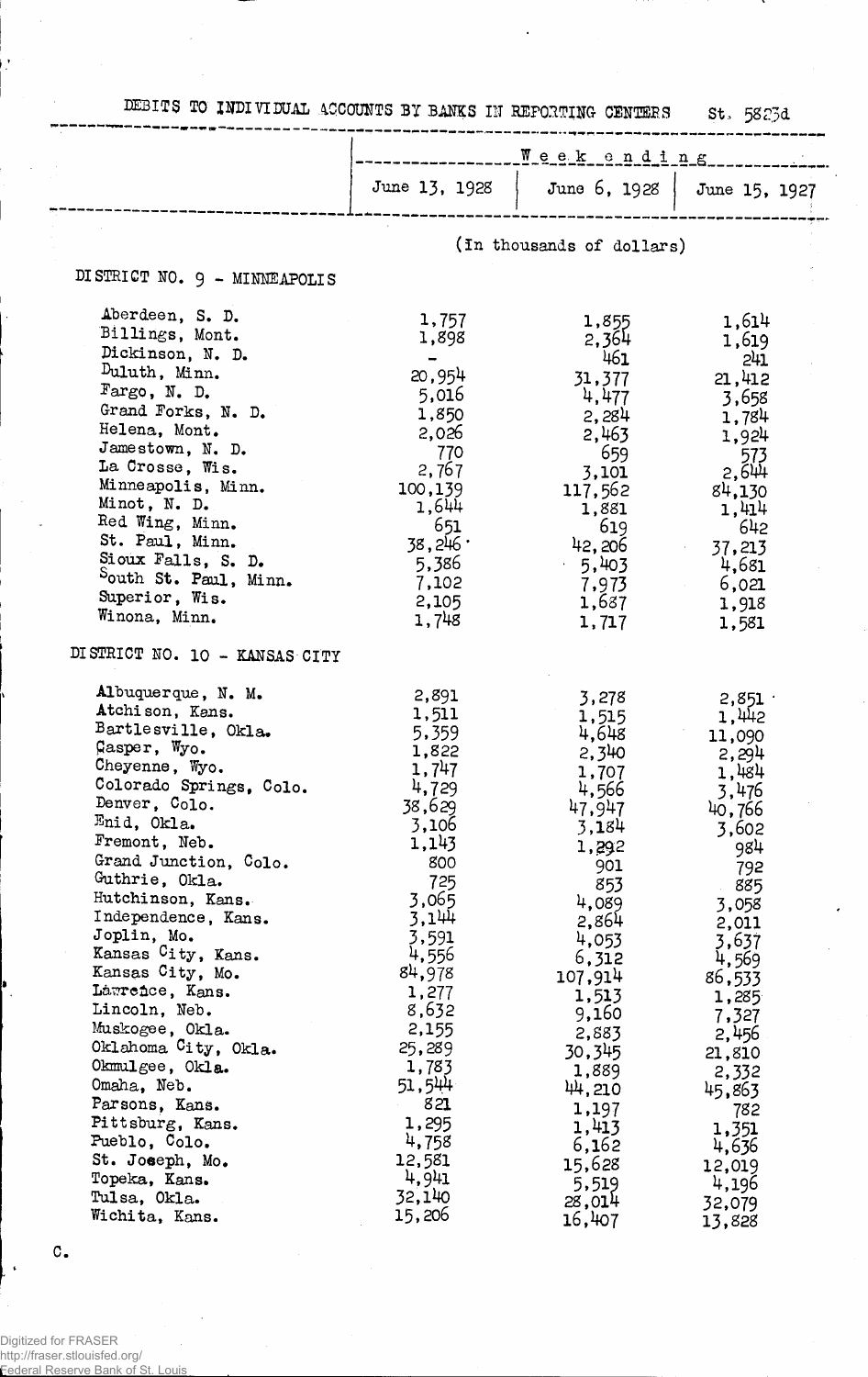DEBITS TO INDIVIDUAL ACCOUNTS BY BANKS IN REPORTING CENTERS St. 5823d

| | Week ending | | |
|---|---|---|---|
| | June 13, 1928 | June 6, 1928 | June 15, 1927 |
| | (In thousands of dollars) | | |
| **DISTRICT NO. 9 - MINNEAPOLIS** | | | |
| Aberdeen, S. D. | 1,757 | 1,855 | 1,614 |
| Billings, Mont. | 1,898 | 2,364 | 1,619 |
| Dickinson, N. D. | - | 461 | 241 |
| Duluth, Minn. | 20,954 | 31,377 | 21,412 |
| Fargo, N. D. | 5,016 | 4,477 | 3,658 |
| Grand Forks, N. D. | 1,850 | 2,284 | 1,784 |
| Helena, Mont. | 2,026 | 2,463 | 1,924 |
| Jamestown, N. D. | 770 | 659 | 573 |
| La Crosse, Wis. | 2,767 | 3,101 | 2,644 |
| Minneapolis, Minn. | 100,139 | 117,562 | 84,130 |
| Minot, N. D. | 1,644 | 1,881 | 1,414 |
| Red Wing, Minn. | 651 | 619 | 642 |
| St. Paul, Minn. | 38,246 | 42,206 | 37,213 |
| Sioux Falls, S. D. | 5,386 | 5,403 | 4,681 |
| South St. Paul, Minn. | 7,102 | 7,973 | 6,021 |
| Superior, Wis. | 2,105 | 1,687 | 1,918 |
| Winona, Minn. | 1,748 | 1,717 | 1,581 |
| **DISTRICT NO. 10 - KANSAS CITY** | | | |
| Albuquerque, N. M. | 2,891 | 3,278 | 2,851 |
| Atchison, Kans. | 1,511 | 1,515 | 1,442 |
| Bartlesville, Okla. | 5,359 | 4,648 | 11,090 |
| Casper, Wyo. | 1,822 | 2,340 | 2,294 |
| Cheyenne, Wyo. | 1,747 | 1,707 | 1,484 |
| Colorado Springs, Colo. | 4,729 | 4,566 | 3,476 |
| Denver, Colo. | 38,629 | 47,947 | 40,766 |
| Enid, Okla. | 3,106 | 3,184 | 3,602 |
| Fremont, Neb. | 1,143 | 1,292 | 984 |
| Grand Junction, Colo. | 800 | 901 | 792 |
| Guthrie, Okla. | 725 | 853 | 885 |
| Hutchinson, Kans. | 3,065 | 4,089 | 3,058 |
| Independence, Kans. | 3,144 | 2,864 | 2,011 |
| Joplin, Mo. | 3,591 | 4,053 | 3,637 |
| Kansas City, Kans. | 4,556 | 6,312 | 4,569 |
| Kansas City, Mo. | 84,978 | 107,914 | 86,533 |
| Lawrence, Kans. | 1,277 | 1,513 | 1,285 |
| Lincoln, Neb. | 8,632 | 9,160 | 7,327 |
| Muskogee, Okla. | 2,155 | 2,883 | 2,456 |
| Oklahoma City, Okla. | 25,289 | 30,345 | 21,810 |
| Okmulgee, Okla. | 1,783 | 1,889 | 2,332 |
| Omaha, Neb. | 51,544 | 44,210 | 45,863 |
| Parsons, Kans. | 821 | 1,197 | 782 |
| Pittsburg, Kans. | 1,295 | 1,413 | 1,351 |
| Pueblo, Colo. | 4,758 | 6,162 | 4,636 |
| St. Joseph, Mo. | 12,581 | 15,628 | 12,019 |
| Topeka, Kans. | 4,941 | 5,519 | 4,196 |
| Tulsa, Okla. | 32,140 | 28,014 | 32,079 |
| Wichita, Kans. | 15,206 | 16,407 | 13,828 |

C.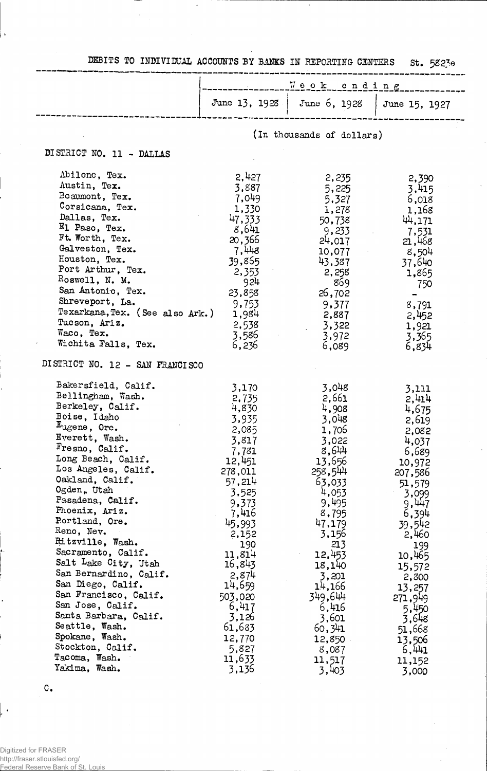DEBITS TO INDIVIDUAL ACCOUNTS BY BANKS IN REPORTING CENTERS St. 5823e

| | Week ending | | |
|---|---|---|---|
| | June 13, 1928 | June 6, 1928 | June 15, 1927 |
| | (In thousands of dollars) | | |
| **DISTRICT NO. 11 - DALLAS** | | | |
| Abilene, Tex. | 2,427 | 2,235 | 2,390 |
| Austin, Tex. | 3,887 | 5,225 | 3,415 |
| Beaumont, Tex. | 7,049 | 5,327 | 6,018 |
| Corsicana, Tex. | 1,330 | 1,278 | 1,168 |
| Dallas, Tex. | 47,333 | 50,738 | 44,171 |
| El Paso, Tex. | 8,641 | 9,233 | 7,531 |
| Ft. Worth, Tex. | 20,366 | 24,017 | 21,468 |
| Galveston, Tex. | 7,448 | 10,077 | 8,504 |
| Houston, Tex. | 39,855 | 43,387 | 37,640 |
| Port Arthur, Tex. | 2,353 | 2,258 | 1,865 |
| Roswell, N. M. | 924 | 869 | 750 |
| San Antonio, Tex. | 23,858 | 26,702 | - |
| Shreveport, La. | 9,753 | 9,377 | 8,791 |
| Texarkana, Tex. (See also Ark.) | 1,984 | 2,887 | 2,452 |
| Tucson, Ariz. | 2,538 | 3,322 | 1,921 |
| Waco, Tex. | 3,586 | 3,972 | 3,365 |
| Wichita Falls, Tex. | 6,236 | 6,089 | 6,834 |
| **DISTRICT NO. 12 - SAN FRANCISCO** | | | |
| Bakersfield, Calif. | 3,170 | 3,048 | 3,111 |
| Bellingham, Wash. | 2,735 | 2,661 | 2,414 |
| Berkeley, Calif. | 4,830 | 4,908 | 4,675 |
| Boise, Idaho | 3,935 | 3,048 | 2,619 |
| Eugene, Ore. | 2,085 | 1,706 | 2,082 |
| Everett, Wash. | 3,817 | 3,022 | 4,037 |
| Fresno, Calif. | 7,781 | 8,644 | 6,689 |
| Long Beach, Calif. | 12,451 | 13,656 | 10,972 |
| Los Angeles, Calif. | 278,011 | 258,544 | 207,586 |
| Oakland, Calif. | 57,214 | 63,033 | 51,579 |
| Ogden, Utah | 3,525 | 4,053 | 3,099 |
| Pasadena, Calif. | 9,373 | 9,495 | 9,447 |
| Phoenix, Ariz. | 7,416 | 8,795 | 6,394 |
| Portland, Ore. | 45,993 | 47,179 | 39,542 |
| Reno, Nev. | 2,152 | 3,156 | 2,460 |
| Ritzville, Wash. | 190 | 213 | 199 |
| Sacramento, Calif. | 11,814 | 12,453 | 10,465 |
| Salt Lake City, Utah | 16,843 | 18,140 | 15,572 |
| San Bernardino, Calif. | 2,874 | 3,201 | 2,300 |
| San Diego, Calif. | 14,659 | 14,166 | 13,257 |
| San Francisco, Calif. | 503,020 | 349,644 | 271,949 |
| San Jose, Calif. | 6,417 | 6,416 | 5,450 |
| Santa Barbara, Calif. | 3,126 | 3,601 | 3,648 |
| Seattle, Wash. | 61,683 | 60,341 | 51,668 |
| Spokane, Wash. | 12,770 | 12,850 | 13,506 |
| Stockton, Calif. | 5,827 | 8,087 | 6,441 |
| Tacoma, Wash. | 11,633 | 11,517 | 11,152 |
| Yakima, Wash. | 3,136 | 3,403 | 3,000 |

C.